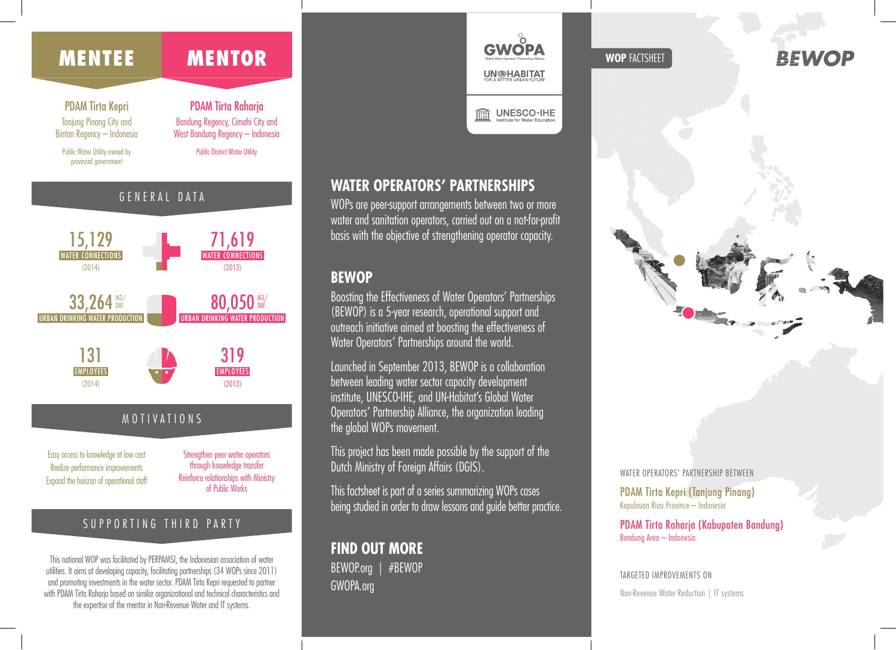| MENTEE | MENTOR |
|---|---|
| PDAM Tirta Kepri | PDAM Tirta Raharja |
| Tanjung Pinang City and Bintan Regency – Indonesia | Bandung Regency, Cimahi City and West Bandung Regency – Indonesia |
| Public Water Utility owned by provincial government | Public District Water Utility |

## GENERAL DATA

| MENTEE | MENTOR |
|---|---|
| 15,129 WATER CONNECTIONS (2014) | 71,619 WATER CONNECTIONS (2013) |
| 33,264 M3/DAY URBAN DRINKING WATER PRODUCTION | 80,050 M3/DAY URBAN DRINKING WATER PRODUCTION |
| 131 EMPLOYEES (2014) | 319 EMPLOYEES (2013) |

## MOTIVATIONS

| MENTEE | MENTOR |
|---|---|
| Easy access to knowledge at low cost<br>Realize performance improvements<br>Expand the horizon of operational staff | Strengthen peer water operators through knowledge transfer<br>Reinforce relationships with Ministry of Public Works |

## SUPPORTING THIRD PARTY

This national WOP was facilitated by PERPAMSI, the Indonesian association of water utilities. It aims at developing capacity, facilitating partnerships (34 WOPs since 2011) and promoting investments in the water sector. PDAM Tirta Kepri requested to partner with PDAM Tirta Raharja based on similar organizational and technical characteristics and the expertise of the mentor in Non-Revenue Water and IT systems.

GWOPA – Global Water Operators' Partnerships Alliance

UN-HABITAT – FOR A BETTER URBAN FUTURE

UNESCO-IHE – Institute for Water Education

## WATER OPERATORS' PARTNERSHIPS

WOPs are peer-support arrangements between two or more water and sanitation operators, carried out on a not-for-profit basis with the objective of strengthening operator capacity.

## BEWOP

Boosting the Effectiveness of Water Operators' Partnerships (BEWOP) is a 5-year research, operational support and outreach initiative aimed at boosting the effectiveness of Water Operators' Partnerships around the world.

Launched in September 2013, BEWOP is a collaboration between leading water sector capacity development institute, UNESCO-IHE, and UN-Habitat's Global Water Operators' Partnership Alliance, the organization leading the global WOPs movement.

This project has been made possible by the support of the Dutch Ministry of Foreign Affairs (DGIS).

This factsheet is part of a series summarizing WOPs cases being studied in order to draw lessons and guide better practice.

## FIND OUT MORE

BEWOP.org | #BEWOP

GWOPA.org

**WOP** FACTSHEET

# BEWOP

WATER OPERATORS' PARTNERSHIP BETWEEN

PDAM Tirta Kepri (Tanjung Pinang)
Kepulauan Riau Province – Indonesia

PDAM Tirta Raharja (Kabupaten Bandung)
Bandung Area – Indonesia

TARGETED IMPROVEMENTS ON

Non-Revenue Water Reduction | IT systems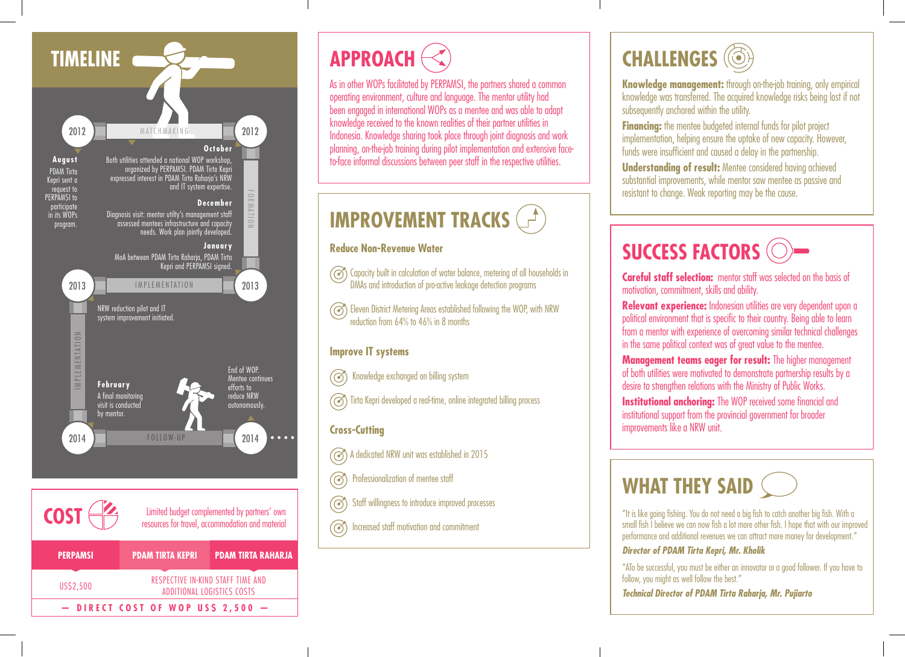## TIMELINE

**2012** — MATCHMAKING — **2012**

**August**
PDAM Tirta Kepri sent a request to PERPAMSI to participate in its WOPs program.

**October**
Both utilities attended a national WOP workshop, organized by PERPAMSI. PDAM Tirta Kepri expressed interest in PDAM Tirta Raharja's NRW and IT system expertise.

FORMATION

**December**
Diagnosis visit: mentor utilty's management staff assessed mentees infrastructure and capacity needs. Work plan jointly developed.

**January**
MoA between PDAM Tirta Raharja, PDAM Tirta Kepri and PERPAMSI signed.

**2013** — IMPLEMENTATION — **2013**

NRW reduction pilot and IT system improvement initiated.

IMPLEMENTATION

**February**
A final monitoring visit is conducted by mentor.

End of WOP. Mentee continues efforts to reduce NRW autonomously.

**2014** — FOLLOW-UP — **2014**

## COST

Limited budget complemented by partners' own resources for travel, accommodation and material

| PERPAMSI | PDAM TIRTA KEPRI | PDAM TIRTA RAHARJA |
|---|---|---|
| US$2,500 | RESPECTIVE IN-KIND STAFF TIME AND ADDITIONAL LOGISTICS COSTS | |

**— DIRECT COST OF WOP US$ 2,500 —**

## APPROACH

As in other WOPs facilitated by PERPAMSI, the partners shared a common operating environment, culture and language. The mentor utility had been engaged in international WOPs as a mentee and was able to adapt knowledge received to the known realities of their partner utilities in Indonesia. Knowledge sharing took place through joint diagnosis and work planning, on-the-job training during pilot implementation and extensive face-to-face informal discussions between peer staff in the respective utilities.

## IMPROVEMENT TRACKS

### Reduce Non-Revenue Water

- Capacity built in calculation of water balance, metering of all households in DMAs and introduction of pro-active leakage detection programs
- Eleven District Metering Areas established following the WOP, with NRW reduction from 64% to 46% in 8 months

### Improve IT systems

- Knowledge exchanged on billing system
- Tirta Kepri developed a real-time, online integrated billing process

### Cross-Cutting

- A dedicated NRW unit was established in 2015
- Professionalization of mentee staff
- Staff willingness to introduce improved processes
- Increased staff motivation and commitment

## CHALLENGES

**Knowledge management:** through on-the-job training, only empirical knowledge was transferred. The acquired knowledge risks being lost if not subsequently anchored within the utility.

**Financing:** the mentee budgeted internal funds for pilot project implementation, helping ensure the uptake of new capacity. However, funds were insufficient and caused a delay in the partnership.

**Understanding of result:** Mentee considered having achieved substantial improvements, while mentor saw mentee as passive and resistant to change. Weak reporting may be the cause.

## SUCCESS FACTORS

**Careful staff selection:** mentor staff was selected on the basis of motivation, commitment, skills and ability.

**Relevant experience:** Indonesian utilities are very dependent upon a political environment that is specific to their country. Being able to learn from a mentor with experience of overcoming similar technical challenges in the same political context was of great value to the mentee.

**Management teams eager for result:** The higher management of both utilities were motivated to demonstrate partnership results by a desire to strengthen relations with the Ministry of Public Works.

**Institutional anchoring:** The WOP received some financial and institutional support from the provincial government for broader improvements like a NRW unit.

## WHAT THEY SAID

"It is like going fishing. You do not need a big fish to catch another big fish. With a small fish I believe we can now fish a lot more other fish. I hope that with our improved performance and additional revenues we can attract more money for development."

***Director of PDAM Tirta Kepri, Mr. Kholik***

"ATo be successful, you must be either an innovator or a good follower. If you have to follow, you might as well follow the best."

***Technical Director of PDAM Tirta Raharja, Mr. Pujiarto***